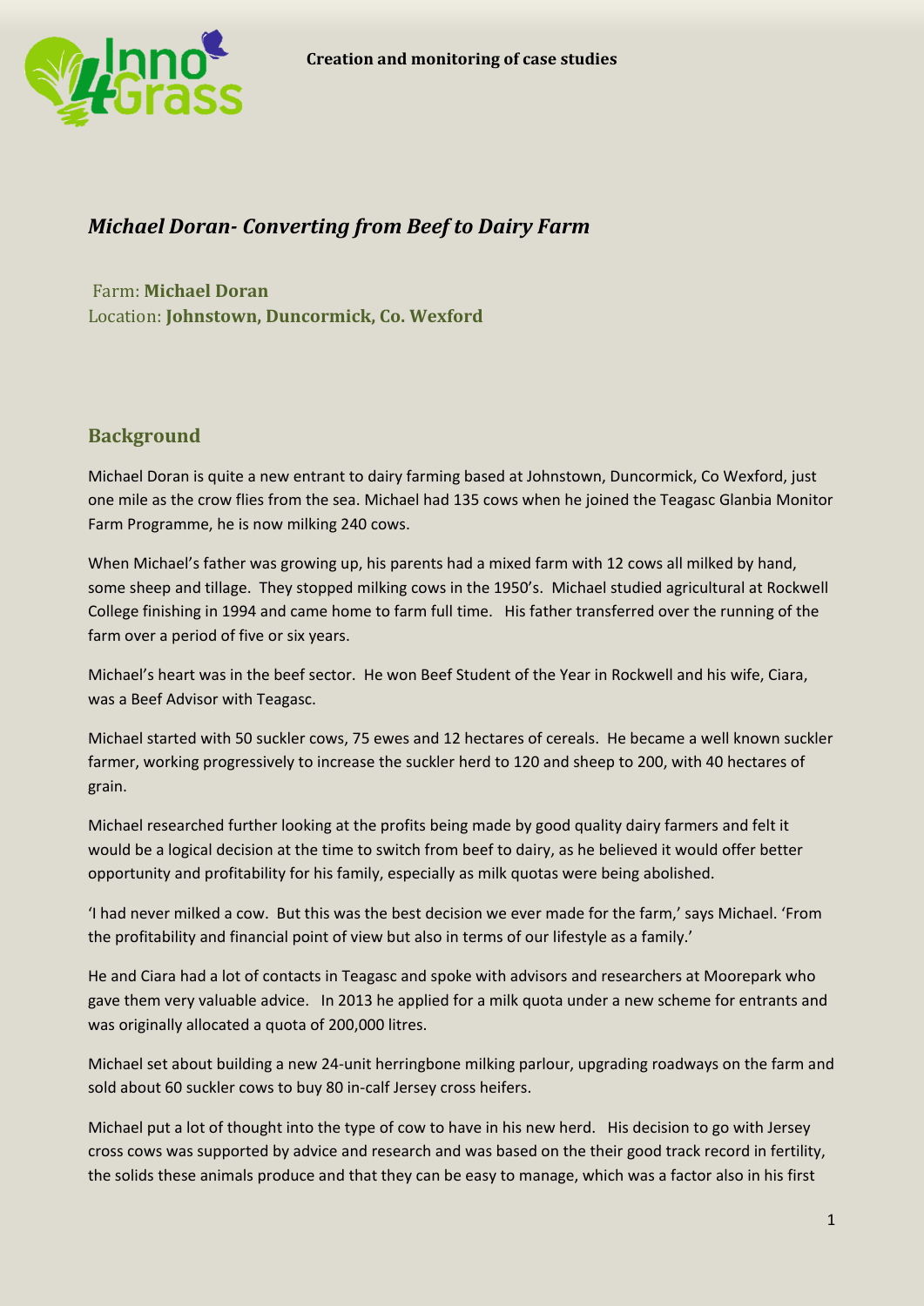# *Michael Doran- Converting from Beef to Dairy Farm*

Farm: **Michael Doran**
Location: **Johnstown, Duncormick, Co. Wexford**

## Background

Michael Doran is quite a new entrant to dairy farming based at Johnstown, Duncormick, Co Wexford, just one mile as the crow flies from the sea. Michael had 135 cows when he joined the Teagasc Glanbia Monitor Farm Programme, he is now milking 240 cows.

When Michael's father was growing up, his parents had a mixed farm with 12 cows all milked by hand, some sheep and tillage. They stopped milking cows in the 1950's. Michael studied agricultural at Rockwell College finishing in 1994 and came home to farm full time. His father transferred over the running of the farm over a period of five or six years.

Michael's heart was in the beef sector. He won Beef Student of the Year in Rockwell and his wife, Ciara, was a Beef Advisor with Teagasc.

Michael started with 50 suckler cows, 75 ewes and 12 hectares of cereals. He became a well known suckler farmer, working progressively to increase the suckler herd to 120 and sheep to 200, with 40 hectares of grain.

Michael researched further looking at the profits being made by good quality dairy farmers and felt it would be a logical decision at the time to switch from beef to dairy, as he believed it would offer better opportunity and profitability for his family, especially as milk quotas were being abolished.

'I had never milked a cow. But this was the best decision we ever made for the farm,' says Michael. 'From the profitability and financial point of view but also in terms of our lifestyle as a family.'

He and Ciara had a lot of contacts in Teagasc and spoke with advisors and researchers at Moorepark who gave them very valuable advice. In 2013 he applied for a milk quota under a new scheme for entrants and was originally allocated a quota of 200,000 litres.

Michael set about building a new 24-unit herringbone milking parlour, upgrading roadways on the farm and sold about 60 suckler cows to buy 80 in-calf Jersey cross heifers.

Michael put a lot of thought into the type of cow to have in his new herd. His decision to go with Jersey cross cows was supported by advice and research and was based on the their good track record in fertility, the solids these animals produce and that they can be easy to manage, which was a factor also in his first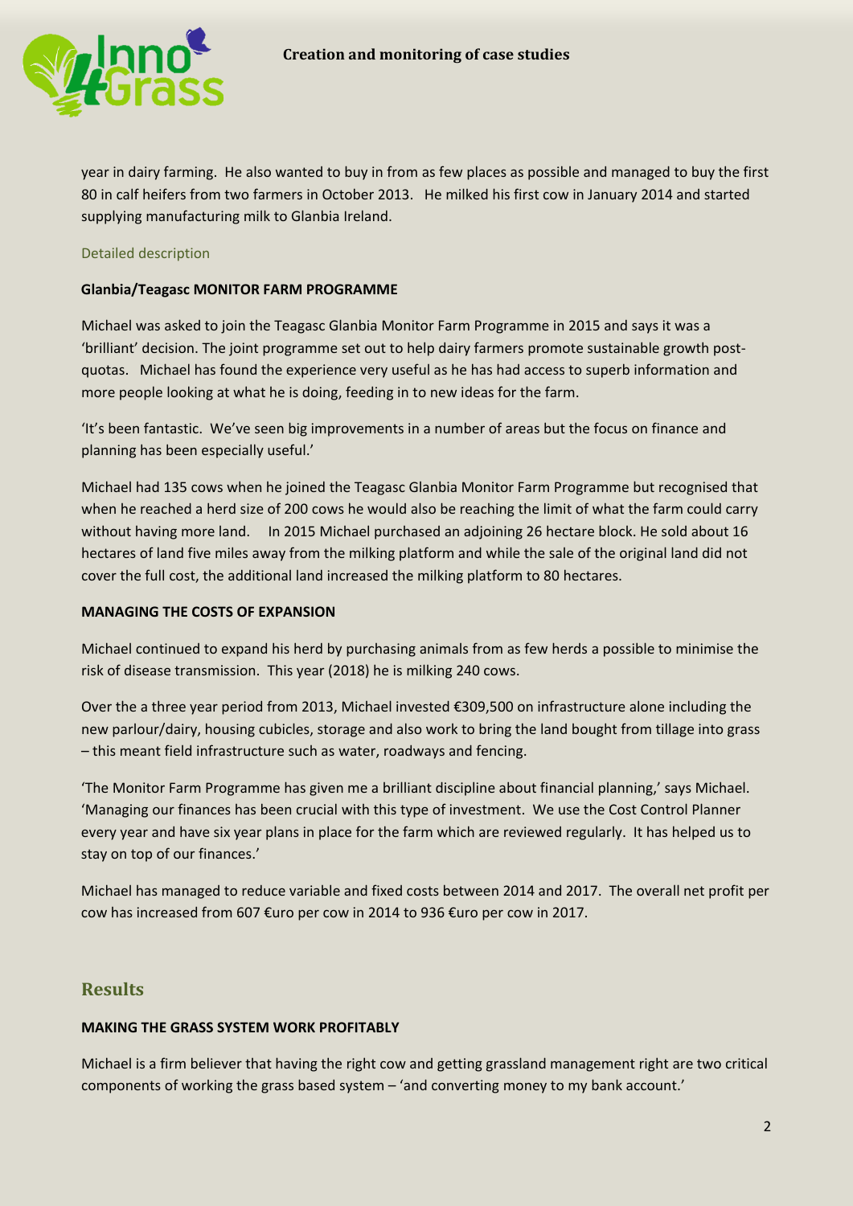year in dairy farming. He also wanted to buy in from as few places as possible and managed to buy the first 80 in calf heifers from two farmers in October 2013. He milked his first cow in January 2014 and started supplying manufacturing milk to Glanbia Ireland.

### Detailed description

**Glanbia/Teagasc MONITOR FARM PROGRAMME**

Michael was asked to join the Teagasc Glanbia Monitor Farm Programme in 2015 and says it was a 'brilliant' decision. The joint programme set out to help dairy farmers promote sustainable growth post-quotas. Michael has found the experience very useful as he has had access to superb information and more people looking at what he is doing, feeding in to new ideas for the farm.

'It's been fantastic. We've seen big improvements in a number of areas but the focus on finance and planning has been especially useful.'

Michael had 135 cows when he joined the Teagasc Glanbia Monitor Farm Programme but recognised that when he reached a herd size of 200 cows he would also be reaching the limit of what the farm could carry without having more land. In 2015 Michael purchased an adjoining 26 hectare block. He sold about 16 hectares of land five miles away from the milking platform and while the sale of the original land did not cover the full cost, the additional land increased the milking platform to 80 hectares.

**MANAGING THE COSTS OF EXPANSION**

Michael continued to expand his herd by purchasing animals from as few herds a possible to minimise the risk of disease transmission. This year (2018) he is milking 240 cows.

Over the a three year period from 2013, Michael invested €309,500 on infrastructure alone including the new parlour/dairy, housing cubicles, storage and also work to bring the land bought from tillage into grass – this meant field infrastructure such as water, roadways and fencing.

'The Monitor Farm Programme has given me a brilliant discipline about financial planning,' says Michael. 'Managing our finances has been crucial with this type of investment. We use the Cost Control Planner every year and have six year plans in place for the farm which are reviewed regularly. It has helped us to stay on top of our finances.'

Michael has managed to reduce variable and fixed costs between 2014 and 2017. The overall net profit per cow has increased from 607 €uro per cow in 2014 to 936 €uro per cow in 2017.

## Results

**MAKING THE GRASS SYSTEM WORK PROFITABLY**

Michael is a firm believer that having the right cow and getting grassland management right are two critical components of working the grass based system – 'and converting money to my bank account.'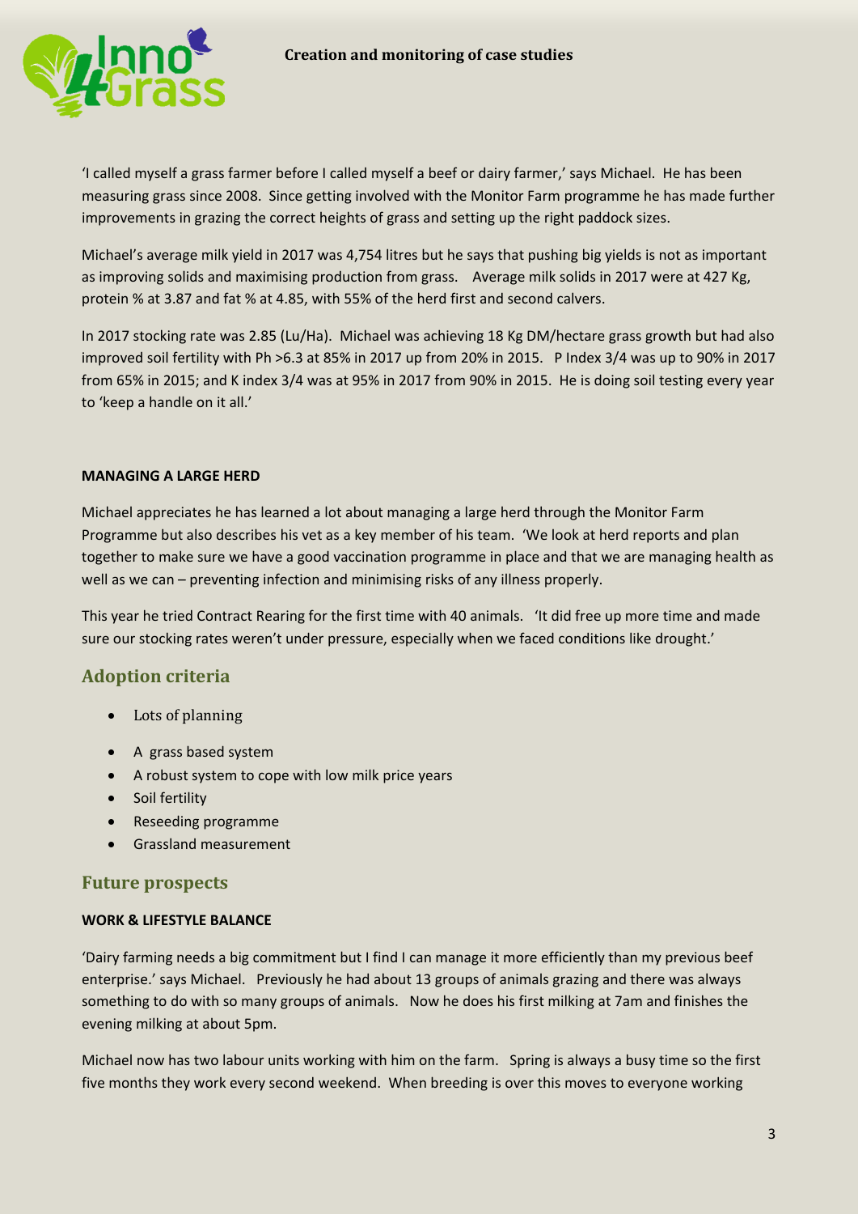'I called myself a grass farmer before I called myself a beef or dairy farmer,' says Michael. He has been measuring grass since 2008. Since getting involved with the Monitor Farm programme he has made further improvements in grazing the correct heights of grass and setting up the right paddock sizes.

Michael's average milk yield in 2017 was 4,754 litres but he says that pushing big yields is not as important as improving solids and maximising production from grass. Average milk solids in 2017 were at 427 Kg, protein % at 3.87 and fat % at 4.85, with 55% of the herd first and second calvers.

In 2017 stocking rate was 2.85 (Lu/Ha). Michael was achieving 18 Kg DM/hectare grass growth but had also improved soil fertility with Ph >6.3 at 85% in 2017 up from 20% in 2015. P Index 3/4 was up to 90% in 2017 from 65% in 2015; and K index 3/4 was at 95% in 2017 from 90% in 2015. He is doing soil testing every year to 'keep a handle on it all.'

**MANAGING A LARGE HERD**

Michael appreciates he has learned a lot about managing a large herd through the Monitor Farm Programme but also describes his vet as a key member of his team. 'We look at herd reports and plan together to make sure we have a good vaccination programme in place and that we are managing health as well as we can – preventing infection and minimising risks of any illness properly.

This year he tried Contract Rearing for the first time with 40 animals. 'It did free up more time and made sure our stocking rates weren't under pressure, especially when we faced conditions like drought.'

## Adoption criteria

- Lots of planning
- A grass based system
- A robust system to cope with low milk price years
- Soil fertility
- Reseeding programme
- Grassland measurement

## Future prospects

**WORK & LIFESTYLE BALANCE**

'Dairy farming needs a big commitment but I find I can manage it more efficiently than my previous beef enterprise.' says Michael. Previously he had about 13 groups of animals grazing and there was always something to do with so many groups of animals. Now he does his first milking at 7am and finishes the evening milking at about 5pm.

Michael now has two labour units working with him on the farm. Spring is always a busy time so the first five months they work every second weekend. When breeding is over this moves to everyone working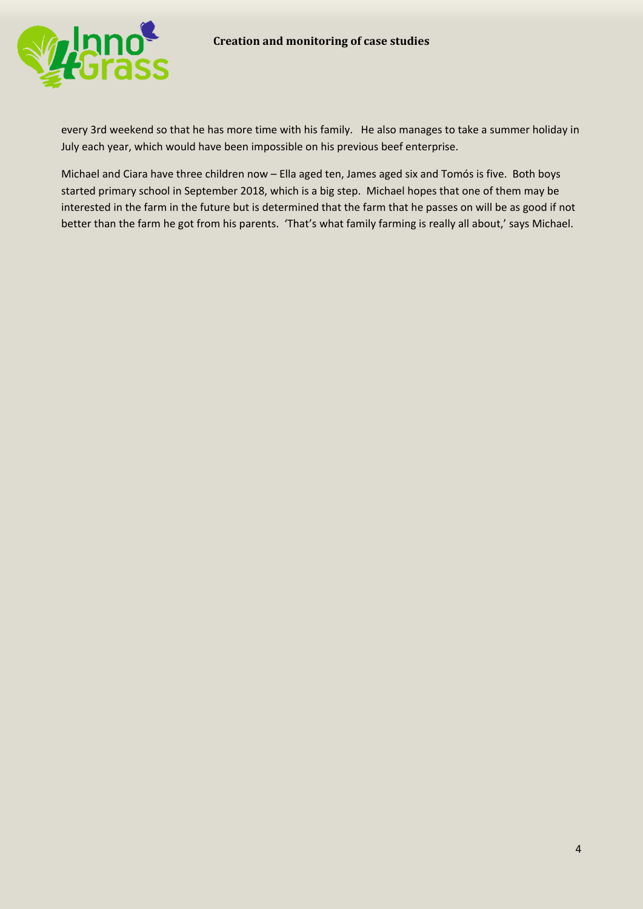every 3rd weekend so that he has more time with his family. He also manages to take a summer holiday in July each year, which would have been impossible on his previous beef enterprise.

Michael and Ciara have three children now – Ella aged ten, James aged six and Tomós is five. Both boys started primary school in September 2018, which is a big step. Michael hopes that one of them may be interested in the farm in the future but is determined that the farm that he passes on will be as good if not better than the farm he got from his parents. 'That's what family farming is really all about,' says Michael.